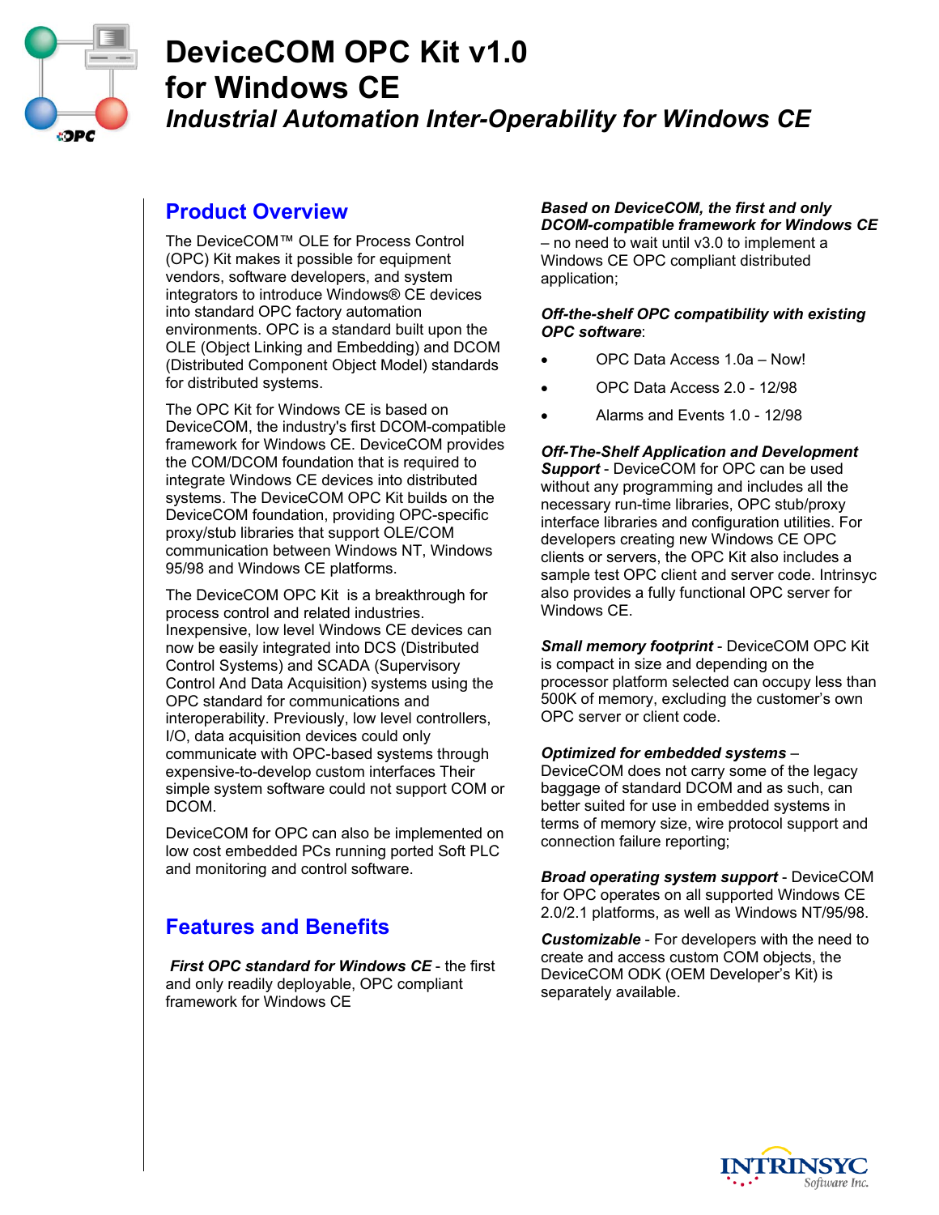# DeviceCOM OPC Kit v1.0 for Windows CE

*Industrial Automation Inter-Operability for Windows CE*

## Product Overview

The DeviceCOM™ OLE for Process Control (OPC) Kit makes it possible for equipment vendors, software developers, and system integrators to introduce Windows® CE devices into standard OPC factory automation environments. OPC is a standard built upon the OLE (Object Linking and Embedding) and DCOM (Distributed Component Object Model) standards for distributed systems.

The OPC Kit for Windows CE is based on DeviceCOM, the industry's first DCOM-compatible framework for Windows CE. DeviceCOM provides the COM/DCOM foundation that is required to integrate Windows CE devices into distributed systems. The DeviceCOM OPC Kit builds on the DeviceCOM foundation, providing OPC-specific proxy/stub libraries that support OLE/COM communication between Windows NT, Windows 95/98 and Windows CE platforms.

The DeviceCOM OPC Kit is a breakthrough for process control and related industries. Inexpensive, low level Windows CE devices can now be easily integrated into DCS (Distributed Control Systems) and SCADA (Supervisory Control And Data Acquisition) systems using the OPC standard for communications and interoperability. Previously, low level controllers, I/O, data acquisition devices could only communicate with OPC-based systems through expensive-to-develop custom interfaces Their simple system software could not support COM or DCOM.

DeviceCOM for OPC can also be implemented on low cost embedded PCs running ported Soft PLC and monitoring and control software.

## Features and Benefits

***First OPC standard for Windows CE*** - the first and only readily deployable, OPC compliant framework for Windows CE

***Based on DeviceCOM, the first and only DCOM-compatible framework for Windows CE*** – no need to wait until v3.0 to implement a Windows CE OPC compliant distributed application;

***Off-the-shelf OPC compatibility with existing OPC software***:

- OPC Data Access 1.0a – Now!
- OPC Data Access 2.0 - 12/98
- Alarms and Events 1.0 - 12/98

***Off-The-Shelf Application and Development Support*** - DeviceCOM for OPC can be used without any programming and includes all the necessary run-time libraries, OPC stub/proxy interface libraries and configuration utilities. For developers creating new Windows CE OPC clients or servers, the OPC Kit also includes a sample test OPC client and server code. Intrinsyc also provides a fully functional OPC server for Windows CE.

***Small memory footprint*** - DeviceCOM OPC Kit is compact in size and depending on the processor platform selected can occupy less than 500K of memory, excluding the customer's own OPC server or client code.

***Optimized for embedded systems*** – DeviceCOM does not carry some of the legacy baggage of standard DCOM and as such, can better suited for use in embedded systems in terms of memory size, wire protocol support and connection failure reporting;

***Broad operating system support*** - DeviceCOM for OPC operates on all supported Windows CE 2.0/2.1 platforms, as well as Windows NT/95/98.

***Customizable*** - For developers with the need to create and access custom COM objects, the DeviceCOM ODK (OEM Developer's Kit) is separately available.

INTRINSYC Software Inc.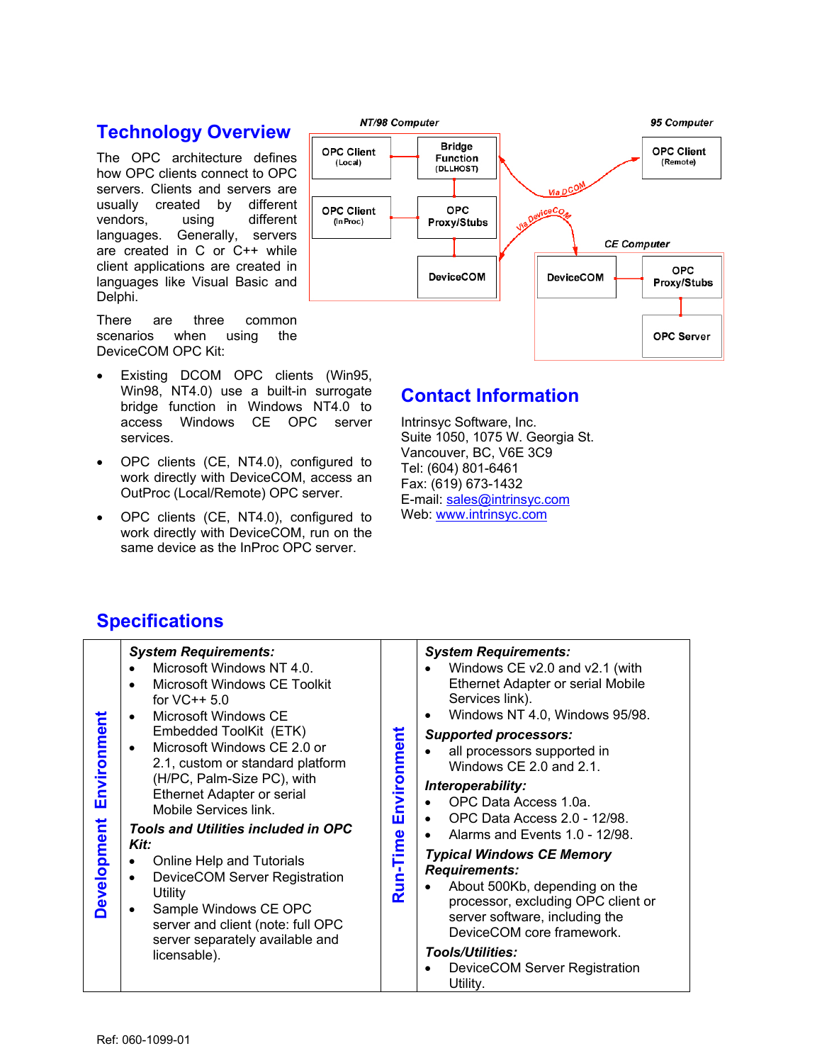## Technology Overview

The OPC architecture defines how OPC clients connect to OPC servers. Clients and servers are usually created by different vendors, using different languages. Generally, servers are created in C or C++ while client applications are created in languages like Visual Basic and Delphi.

There are three common scenarios when using the DeviceCOM OPC Kit:

- Existing DCOM OPC clients (Win95, Win98, NT4.0) use a built-in surrogate bridge function in Windows NT4.0 to access Windows CE OPC server services.
- OPC clients (CE, NT4.0), configured to work directly with DeviceCOM, access an OutProc (Local/Remote) OPC server.
- OPC clients (CE, NT4.0), configured to work directly with DeviceCOM, run on the same device as the InProc OPC server.

NT/98 Computer
OPC Client (Local)
Bridge Function (DLLHOST)
OPC Client (In Proc)
OPC Proxy/Stubs
DeviceCOM
95 Computer
OPC Client (Remote)
Via DCOM
Via DeviceCOM
CE Computer
DeviceCOM
OPC Proxy/Stubs
OPC Server

## Contact Information

Intrinsyc Software, Inc.
Suite 1050, 1075 W. Georgia St.
Vancouver, BC, V6E 3C9
Tel: (604) 801-6461
Fax: (619) 673-1432
E-mail: sales@intrinsyc.com
Web: www.intrinsyc.com

## Specifications

| | | | |
|---|---|---|---|
| **Development Environment** | ***System Requirements:***<br>• Microsoft Windows NT 4.0.<br>• Microsoft Windows CE Toolkit for VC++ 5.0<br>• Microsoft Windows CE Embedded ToolKit (ETK)<br>• Microsoft Windows CE 2.0 or 2.1, custom or standard platform (H/PC, Palm-Size PC), with Ethernet Adapter or serial Mobile Services link.<br>***Tools and Utilities included in OPC Kit:***<br>• Online Help and Tutorials<br>• DeviceCOM Server Registration Utility<br>• Sample Windows CE OPC server and client (note: full OPC server separately available and licensable). | **Run-Time Environment** | ***System Requirements:***<br>• Windows CE v2.0 and v2.1 (with Ethernet Adapter or serial Mobile Services link).<br>• Windows NT 4.0, Windows 95/98.<br>***Supported processors:***<br>• all processors supported in Windows CE 2.0 and 2.1.<br>***Interoperability:***<br>• OPC Data Access 1.0a.<br>• OPC Data Access 2.0 - 12/98.<br>• Alarms and Events 1.0 - 12/98.<br>***Typical Windows CE Memory Requirements:***<br>• About 500Kb, depending on the processor, excluding OPC client or server software, including the DeviceCOM core framework.<br>***Tools/Utilities:***<br>• DeviceCOM Server Registration Utility. |

Ref: 060-1099-01